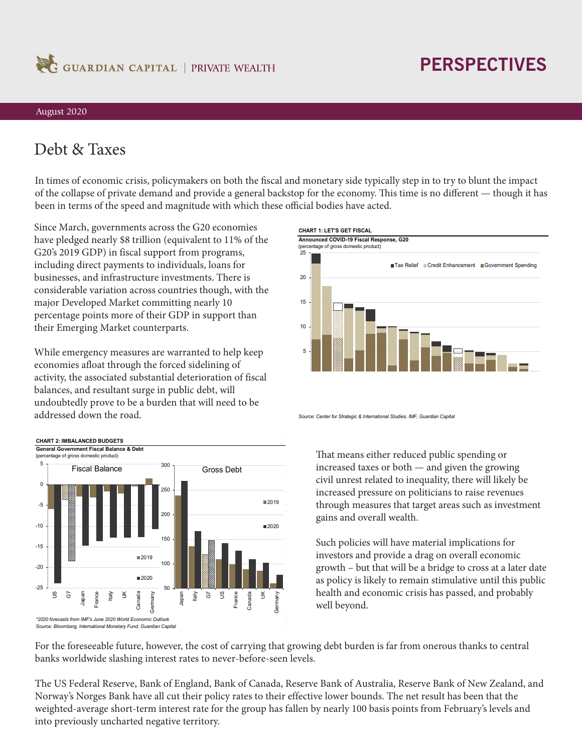GUARDIAN CAPITAL | PRIVATE WEALTH

**PERSPECTIVES**

August 2020

# Debt & Taxes

In times of economic crisis, policymakers on both the fiscal and monetary side typically step in to try to blunt the impact of the collapse of private demand and provide a general backstop for the economy. This time is no different — though it has been in terms of the speed and magnitude with which these official bodies have acted.

Since March, governments across the G20 economies have pledged nearly $8 trillion (equivalent to 11% of the G20's 2019 GDP) in fiscal support from programs, including direct payments to individuals, loans for businesses, and infrastructure investments. There is considerable variation across countries though, with the major Developed Market committing nearly 10 percentage points more of their GDP in support than their Emerging Market counterparts.

While emergency measures are warranted to help keep economies afloat through the forced sidelining of activity, the associated substantial deterioration of fiscal balances, and resultant surge in public debt, will undoubtedly prove to be a burden that will need to be addressed down the road.

**CHART 1: LET'S GET FISCAL**

**Announced COVID-19 Fiscal Response, G20**

(percentage of gross domestic product)

25
20
15
10
5

Tax Relief
Credit Enhancement
Government Spending

*Source: Center for Strategic & International Studies, IMF, Guardian Capital*

**CHART 2: IMBALANCED BUDGETS**

**General Government Fiscal Balance & Debt**

(percentage of gross domestic product)

Fiscal Balance

5
0
-5
-10
-15
-20
-25

2019
2020

US, G7, Japan, France, Italy, UK, Canada, Germany

Gross Debt

300
250
200
150
100
50

2019
2020

Japan, Italy, G7, US, France, Canada, UK, Germany

*\*2020 forecasts from IMF's June 2020 World Economic Outlook*

*Source: Bloomberg, International Monetary Fund, Guardian Capital*

That means either reduced public spending or increased taxes or both — and given the growing civil unrest related to inequality, there will likely be increased pressure on politicians to raise revenues through measures that target areas such as investment gains and overall wealth.

Such policies will have material implications for investors and provide a drag on overall economic growth – but that will be a bridge to cross at a later date as policy is likely to remain stimulative until this public health and economic crisis has passed, and probably well beyond.

For the foreseeable future, however, the cost of carrying that growing debt burden is far from onerous thanks to central banks worldwide slashing interest rates to never-before-seen levels.

The US Federal Reserve, Bank of England, Bank of Canada, Reserve Bank of Australia, Reserve Bank of New Zealand, and Norway's Norges Bank have all cut their policy rates to their effective lower bounds. The net result has been that the weighted-average short-term interest rate for the group has fallen by nearly 100 basis points from February's levels and into previously uncharted negative territory.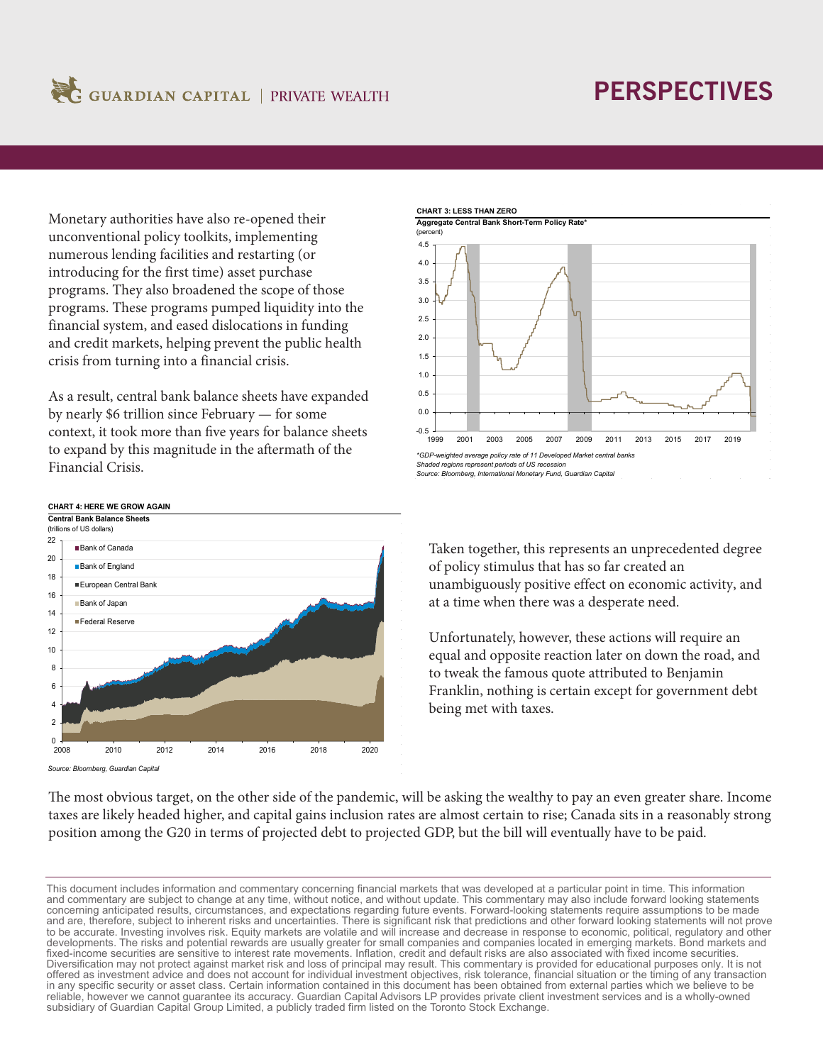Monetary authorities have also re-opened their unconventional policy toolkits, implementing numerous lending facilities and restarting (or introducing for the first time) asset purchase programs. They also broadened the scope of those programs. These programs pumped liquidity into the financial system, and eased dislocations in funding and credit markets, helping prevent the public health crisis from turning into a financial crisis.

As a result, central bank balance sheets have expanded by nearly $6 trillion since February — for some context, it took more than five years for balance sheets to expand by this magnitude in the aftermath of the Financial Crisis.

**CHART 3: LESS THAN ZERO**

**Aggregate Central Bank Short-Term Policy Rate***

(percent)

4.5
4.0
3.5
3.0
2.5
2.0
1.5
1.0
0.5
0.0
-0.5

1999 2001 2003 2005 2007 2009 2011 2013 2015 2017 2019

*GDP-weighted average policy rate of 11 Developed Market central banks*

*Shaded regions represent periods of US recession*

*Source: Bloomberg, International Monetary Fund, Guardian Capital*

**CHART 4: HERE WE GROW AGAIN**

**Central Bank Balance Sheets**

(trillions of US dollars)

Bank of Canada
Bank of England
European Central Bank
Bank of Japan
Federal Reserve

22
20
18
16
14
12
10
8
6
4
2
0

2008 2010 2012 2014 2016 2018 2020

*Source: Bloomberg, Guardian Capital*

Taken together, this represents an unprecedented degree of policy stimulus that has so far created an unambiguously positive effect on economic activity, and at a time when there was a desperate need.

Unfortunately, however, these actions will require an equal and opposite reaction later on down the road, and to tweak the famous quote attributed to Benjamin Franklin, nothing is certain except for government debt being met with taxes.

The most obvious target, on the other side of the pandemic, will be asking the wealthy to pay an even greater share. Income taxes are likely headed higher, and capital gains inclusion rates are almost certain to rise; Canada sits in a reasonably strong position among the G20 in terms of projected debt to projected GDP, but the bill will eventually have to be paid.

This document includes information and commentary concerning financial markets that was developed at a particular point in time. This information and commentary are subject to change at any time, without notice, and without update. This commentary may also include forward looking statements concerning anticipated results, circumstances, and expectations regarding future events. Forward-looking statements require assumptions to be made and are, therefore, subject to inherent risks and uncertainties. There is significant risk that predictions and other forward looking statements will not prove to be accurate. Investing involves risk. Equity markets are volatile and will increase and decrease in response to economic, political, regulatory and other developments. The risks and potential rewards are usually greater for small companies and companies located in emerging markets. Bond markets and fixed-income securities are sensitive to interest rate movements. Inflation, credit and default risks are also associated with fixed income securities. Diversification may not protect against market risk and loss of principal may result. This commentary is provided for educational purposes only. It is not offered as investment advice and does not account for individual investment objectives, risk tolerance, financial situation or the timing of any transaction in any specific security or asset class. Certain information contained in this document has been obtained from external parties which we believe to be reliable, however we cannot guarantee its accuracy. Guardian Capital Advisors LP provides private client investment services and is a wholly-owned subsidiary of Guardian Capital Group Limited, a publicly traded firm listed on the Toronto Stock Exchange.